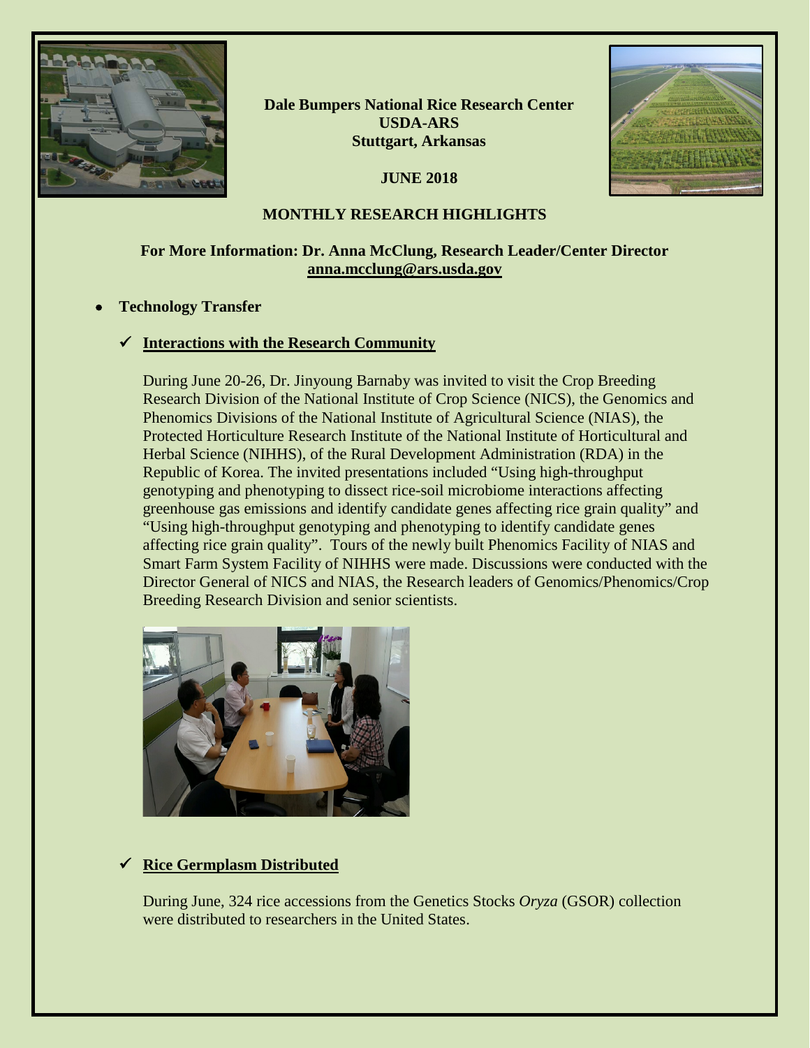**Dale Bumpers National Rice Research Center**
**USDA-ARS**
**Stuttgart, Arkansas**

**JUNE 2018**

# MONTHLY RESEARCH HIGHLIGHTS

**For More Information: Dr. Anna McClung, Research Leader/Center Director**
**anna.mcclung@ars.usda.gov**

- **Technology Transfer**

  ✓ **Interactions with the Research Community**

  During June 20-26, Dr. Jinyoung Barnaby was invited to visit the Crop Breeding Research Division of the National Institute of Crop Science (NICS), the Genomics and Phenomics Divisions of the National Institute of Agricultural Science (NIAS), the Protected Horticulture Research Institute of the National Institute of Horticultural and Herbal Science (NIHHS), of the Rural Development Administration (RDA) in the Republic of Korea. The invited presentations included "Using high-throughput genotyping and phenotyping to dissect rice-soil microbiome interactions affecting greenhouse gas emissions and identify candidate genes affecting rice grain quality" and "Using high-throughput genotyping and phenotyping to identify candidate genes affecting rice grain quality". Tours of the newly built Phenomics Facility of NIAS and Smart Farm System Facility of NIHHS were made. Discussions were conducted with the Director General of NICS and NIAS, the Research leaders of Genomics/Phenomics/Crop Breeding Research Division and senior scientists.

  ✓ **Rice Germplasm Distributed**

  During June, 324 rice accessions from the Genetics Stocks *Oryza* (GSOR) collection were distributed to researchers in the United States.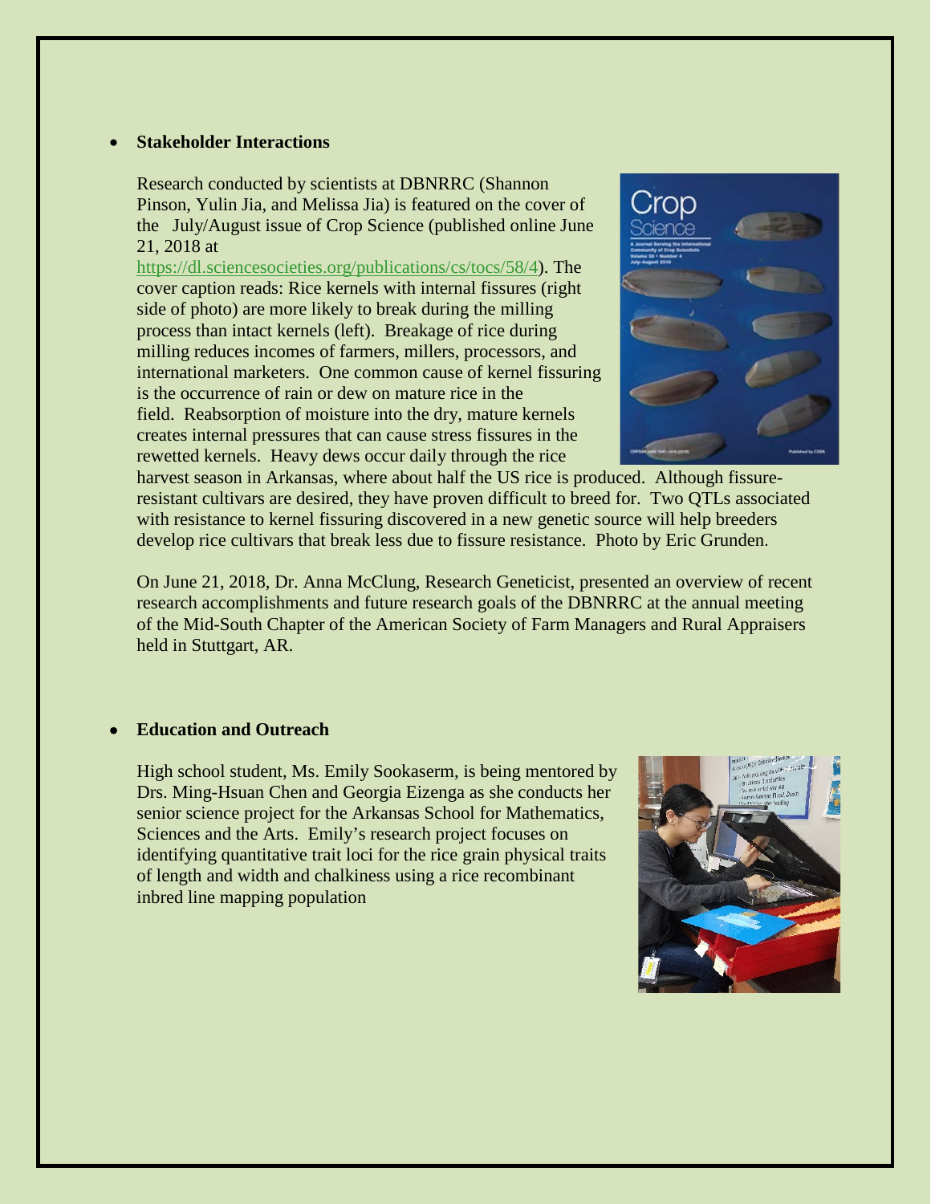- **Stakeholder Interactions**

  Research conducted by scientists at DBNRRC (Shannon Pinson, Yulin Jia, and Melissa Jia) is featured on the cover of the July/August issue of Crop Science (published online June 21, 2018 at https://dl.sciencesocieties.org/publications/cs/tocs/58/4). The cover caption reads: Rice kernels with internal fissures (right side of photo) are more likely to break during the milling process than intact kernels (left). Breakage of rice during milling reduces incomes of farmers, millers, processors, and international marketers. One common cause of kernel fissuring is the occurrence of rain or dew on mature rice in the field. Reabsorption of moisture into the dry, mature kernels creates internal pressures that can cause stress fissures in the rewetted kernels. Heavy dews occur daily through the rice harvest season in Arkansas, where about half the US rice is produced. Although fissure-resistant cultivars are desired, they have proven difficult to breed for. Two QTLs associated with resistance to kernel fissuring discovered in a new genetic source will help breeders develop rice cultivars that break less due to fissure resistance. Photo by Eric Grunden.

  On June 21, 2018, Dr. Anna McClung, Research Geneticist, presented an overview of recent research accomplishments and future research goals of the DBNRRC at the annual meeting of the Mid-South Chapter of the American Society of Farm Managers and Rural Appraisers held in Stuttgart, AR.

- **Education and Outreach**

  High school student, Ms. Emily Sookaserm, is being mentored by Drs. Ming-Hsuan Chen and Georgia Eizenga as she conducts her senior science project for the Arkansas School for Mathematics, Sciences and the Arts. Emily's research project focuses on identifying quantitative trait loci for the rice grain physical traits of length and width and chalkiness using a rice recombinant inbred line mapping population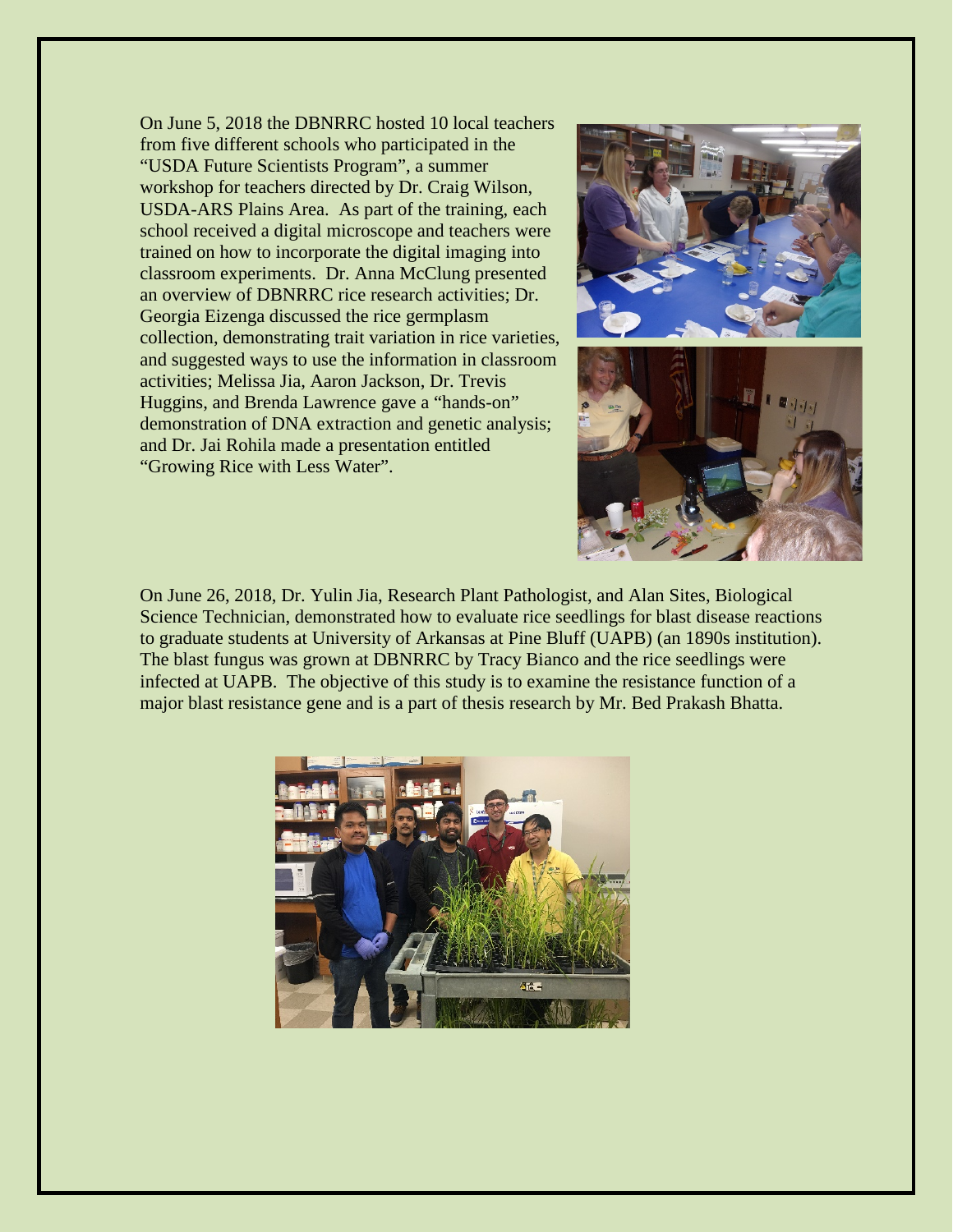On June 5, 2018 the DBNRRC hosted 10 local teachers from five different schools who participated in the "USDA Future Scientists Program", a summer workshop for teachers directed by Dr. Craig Wilson, USDA-ARS Plains Area. As part of the training, each school received a digital microscope and teachers were trained on how to incorporate the digital imaging into classroom experiments. Dr. Anna McClung presented an overview of DBNRRC rice research activities; Dr. Georgia Eizenga discussed the rice germplasm collection, demonstrating trait variation in rice varieties, and suggested ways to use the information in classroom activities; Melissa Jia, Aaron Jackson, Dr. Trevis Huggins, and Brenda Lawrence gave a "hands-on" demonstration of DNA extraction and genetic analysis; and Dr. Jai Rohila made a presentation entitled "Growing Rice with Less Water".

On June 26, 2018, Dr. Yulin Jia, Research Plant Pathologist, and Alan Sites, Biological Science Technician, demonstrated how to evaluate rice seedlings for blast disease reactions to graduate students at University of Arkansas at Pine Bluff (UAPB) (an 1890s institution). The blast fungus was grown at DBNRRC by Tracy Bianco and the rice seedlings were infected at UAPB. The objective of this study is to examine the resistance function of a major blast resistance gene and is a part of thesis research by Mr. Bed Prakash Bhatta.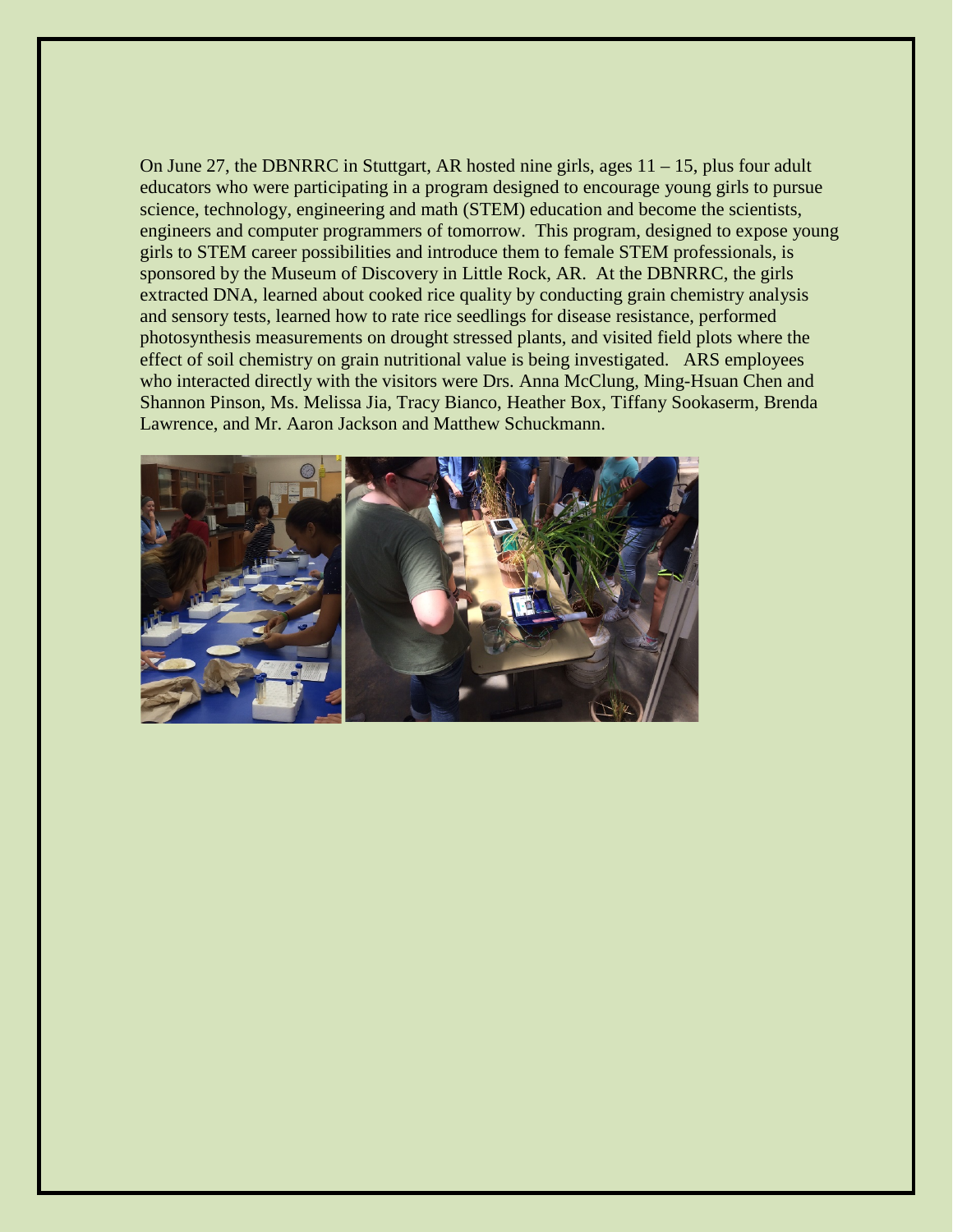On June 27, the DBNRRC in Stuttgart, AR hosted nine girls, ages 11 – 15, plus four adult educators who were participating in a program designed to encourage young girls to pursue science, technology, engineering and math (STEM) education and become the scientists, engineers and computer programmers of tomorrow. This program, designed to expose young girls to STEM career possibilities and introduce them to female STEM professionals, is sponsored by the Museum of Discovery in Little Rock, AR. At the DBNRRC, the girls extracted DNA, learned about cooked rice quality by conducting grain chemistry analysis and sensory tests, learned how to rate rice seedlings for disease resistance, performed photosynthesis measurements on drought stressed plants, and visited field plots where the effect of soil chemistry on grain nutritional value is being investigated. ARS employees who interacted directly with the visitors were Drs. Anna McClung, Ming-Hsuan Chen and Shannon Pinson, Ms. Melissa Jia, Tracy Bianco, Heather Box, Tiffany Sookaserm, Brenda Lawrence, and Mr. Aaron Jackson and Matthew Schuckmann.